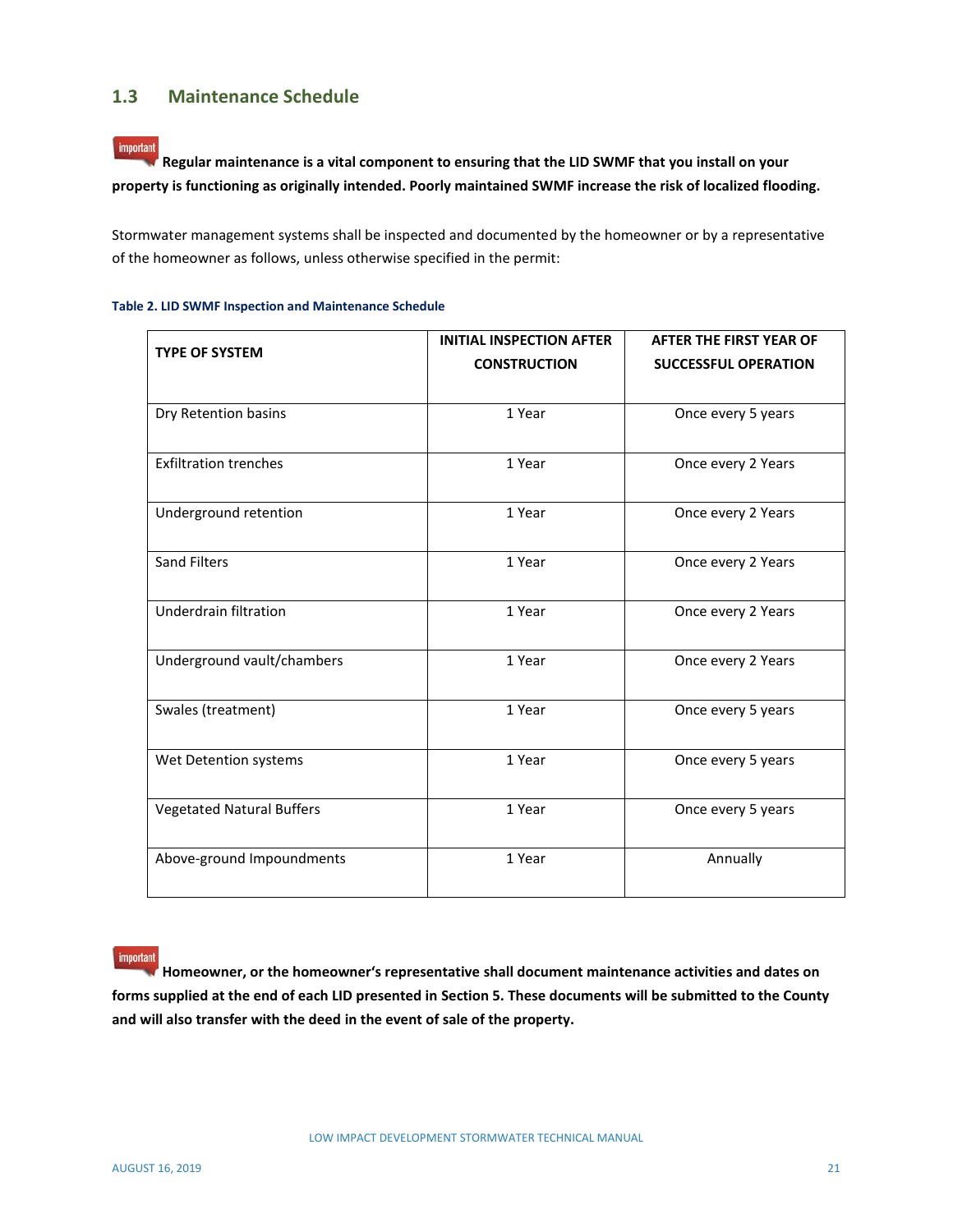## 1.3 Maintenance Schedule

important **Regular maintenance is a vital component to ensuring that the LID SWMF that you install on your property is functioning as originally intended. Poorly maintained SWMF increase the risk of localized flooding.**

Stormwater management systems shall be inspected and documented by the homeowner or by a representative of the homeowner as follows, unless otherwise specified in the permit:

**Table 2. LID SWMF Inspection and Maintenance Schedule**

| TYPE OF SYSTEM | INITIAL INSPECTION AFTER CONSTRUCTION | AFTER THE FIRST YEAR OF SUCCESSFUL OPERATION |
|---|---|---|
| Dry Retention basins | 1 Year | Once every 5 years |
| Exfiltration trenches | 1 Year | Once every 2 Years |
| Underground retention | 1 Year | Once every 2 Years |
| Sand Filters | 1 Year | Once every 2 Years |
| Underdrain filtration | 1 Year | Once every 2 Years |
| Underground vault/chambers | 1 Year | Once every 2 Years |
| Swales (treatment) | 1 Year | Once every 5 years |
| Wet Detention systems | 1 Year | Once every 5 years |
| Vegetated Natural Buffers | 1 Year | Once every 5 years |
| Above-ground Impoundments | 1 Year | Annually |

important **Homeowner, or the homeowner's representative shall document maintenance activities and dates on forms supplied at the end of each LID presented in Section 5. These documents will be submitted to the County and will also transfer with the deed in the event of sale of the property.**